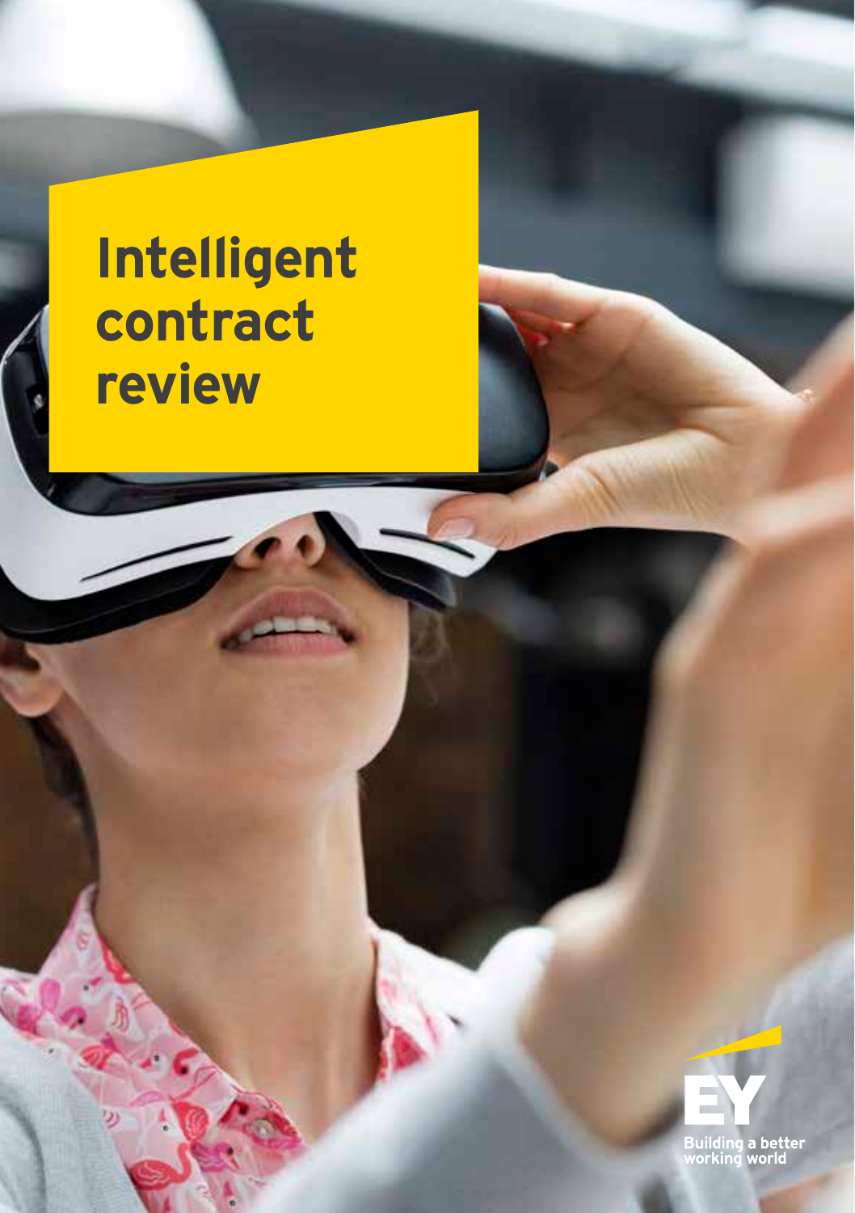# Intelligent contract review

EY

Building a better working world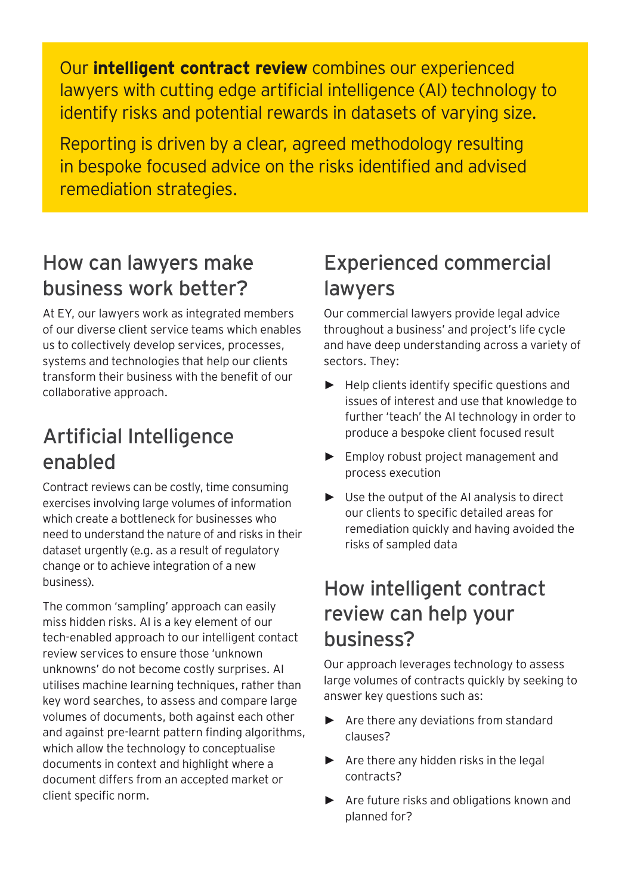Our **intelligent contract review** combines our experienced lawyers with cutting edge artificial intelligence (AI) technology to identify risks and potential rewards in datasets of varying size.

Reporting is driven by a clear, agreed methodology resulting in bespoke focused advice on the risks identified and advised remediation strategies.

## How can lawyers make business work better?

At EY, our lawyers work as integrated members of our diverse client service teams which enables us to collectively develop services, processes, systems and technologies that help our clients transform their business with the benefit of our collaborative approach.

## Artificial Intelligence enabled

Contract reviews can be costly, time consuming exercises involving large volumes of information which create a bottleneck for businesses who need to understand the nature of and risks in their dataset urgently (e.g. as a result of regulatory change or to achieve integration of a new business).

The common 'sampling' approach can easily miss hidden risks. AI is a key element of our tech-enabled approach to our intelligent contact review services to ensure those 'unknown unknowns' do not become costly surprises. AI utilises machine learning techniques, rather than key word searches, to assess and compare large volumes of documents, both against each other and against pre-learnt pattern finding algorithms, which allow the technology to conceptualise documents in context and highlight where a document differs from an accepted market or client specific norm.

## Experienced commercial lawyers

Our commercial lawyers provide legal advice throughout a business' and project's life cycle and have deep understanding across a variety of sectors. They:

- Help clients identify specific questions and issues of interest and use that knowledge to further 'teach' the AI technology in order to produce a bespoke client focused result
- Employ robust project management and process execution
- Use the output of the AI analysis to direct our clients to specific detailed areas for remediation quickly and having avoided the risks of sampled data

## How intelligent contract review can help your business?

Our approach leverages technology to assess large volumes of contracts quickly by seeking to answer key questions such as:

- Are there any deviations from standard clauses?
- Are there any hidden risks in the legal contracts?
- Are future risks and obligations known and planned for?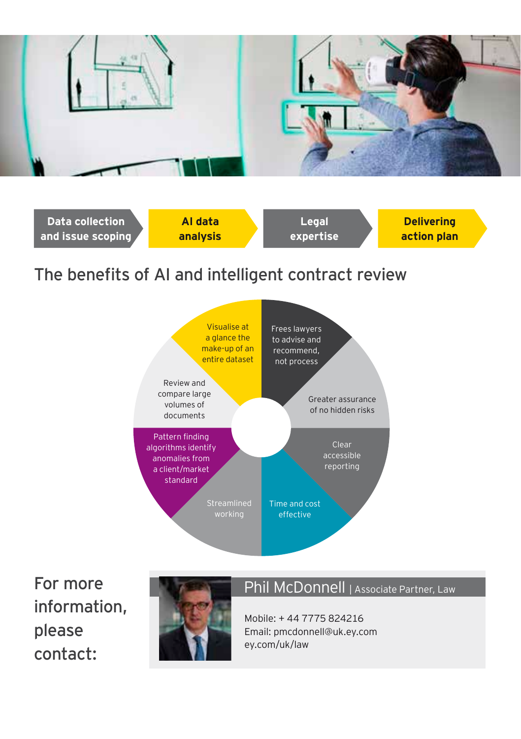Data collection and issue scoping → AI data analysis → Legal expertise → Delivering action plan

## The benefits of AI and intelligent contract review

- Visualise at a glance the make-up of an entire dataset
- Frees lawyers to advise and recommend, not process
- Greater assurance of no hidden risks
- Clear accessible reporting
- Time and cost effective
- Streamlined working
- Pattern finding algorithms identify anomalies from a client/market standard
- Review and compare large volumes of documents

## For more information, please contact:

**Phil McDonnell** | Associate Partner, Law

Mobile: + 44 7775 824216
Email: pmcdonnell@uk.ey.com
ey.com/uk/law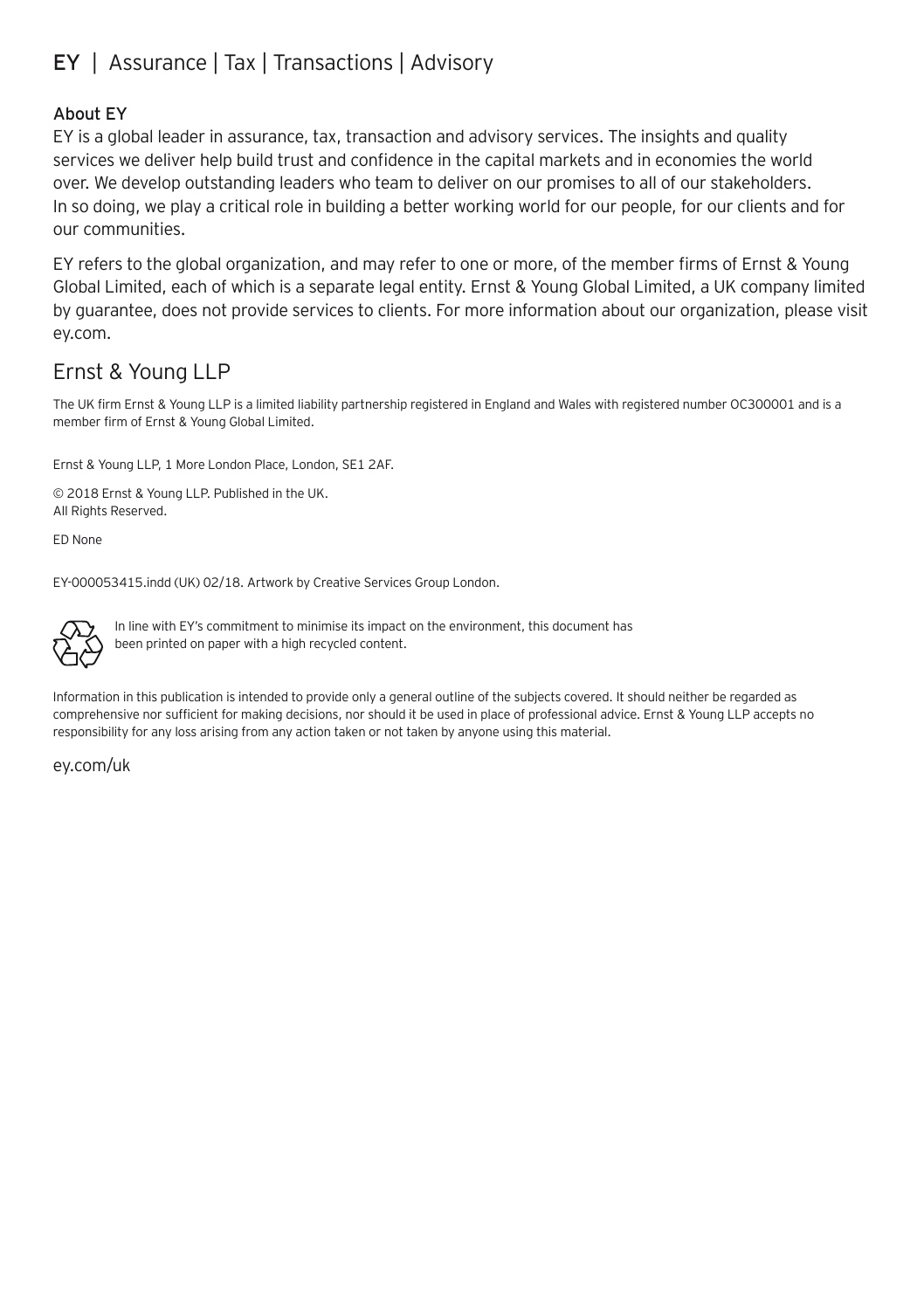# EY | Assurance | Tax | Transactions | Advisory

### About EY

EY is a global leader in assurance, tax, transaction and advisory services. The insights and quality services we deliver help build trust and confidence in the capital markets and in economies the world over. We develop outstanding leaders who team to deliver on our promises to all of our stakeholders. In so doing, we play a critical role in building a better working world for our people, for our clients and for our communities.

EY refers to the global organization, and may refer to one or more, of the member firms of Ernst & Young Global Limited, each of which is a separate legal entity. Ernst & Young Global Limited, a UK company limited by guarantee, does not provide services to clients. For more information about our organization, please visit ey.com.

## Ernst & Young LLP

The UK firm Ernst & Young LLP is a limited liability partnership registered in England and Wales with registered number OC300001 and is a member firm of Ernst & Young Global Limited.

Ernst & Young LLP, 1 More London Place, London, SE1 2AF.

© 2018 Ernst & Young LLP. Published in the UK.
All Rights Reserved.

ED None

EY-000053415.indd (UK) 02/18. Artwork by Creative Services Group London.

In line with EY's commitment to minimise its impact on the environment, this document has been printed on paper with a high recycled content.

Information in this publication is intended to provide only a general outline of the subjects covered. It should neither be regarded as comprehensive nor sufficient for making decisions, nor should it be used in place of professional advice. Ernst & Young LLP accepts no responsibility for any loss arising from any action taken or not taken by anyone using this material.

ey.com/uk